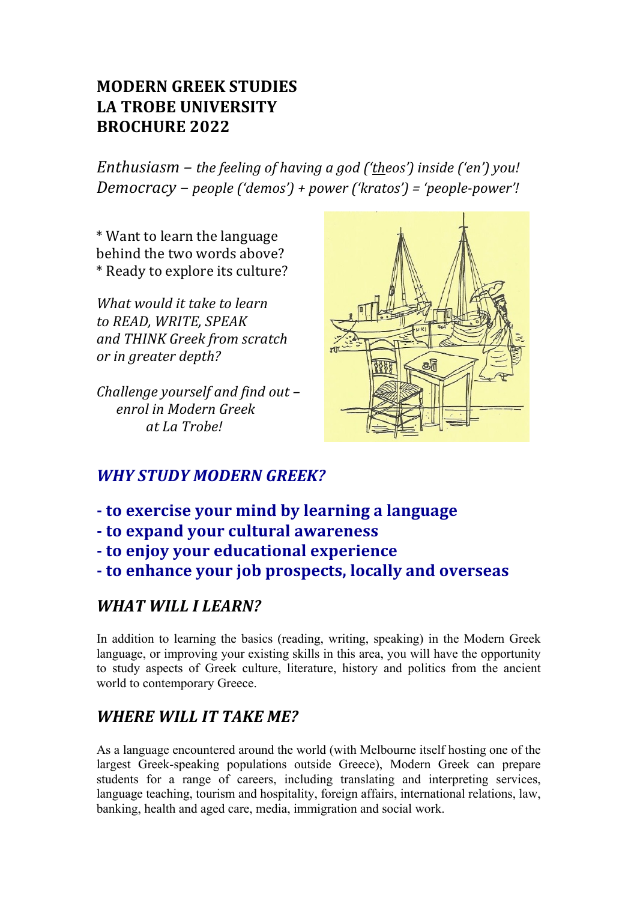# MODERN GREEK STUDIES
# LA TROBE UNIVERSITY
# BROCHURE 2022

*Enthusiasm – the feeling of having a god ('theos') inside ('en') you!*
*Democracy – people ('demos') + power ('kratos') = 'people-power'!*

* Want to learn the language behind the two words above?
* Ready to explore its culture?

*What would it take to learn to READ, WRITE, SPEAK and THINK Greek from scratch or in greater depth?*

*Challenge yourself and find out – enrol in Modern Greek at La Trobe!*

## *WHY STUDY MODERN GREEK?*

- **to exercise your mind by learning a language**
- **to expand your cultural awareness**
- **to enjoy your educational experience**
- **to enhance your job prospects, locally and overseas**

## *WHAT WILL I LEARN?*

In addition to learning the basics (reading, writing, speaking) in the Modern Greek language, or improving your existing skills in this area, you will have the opportunity to study aspects of Greek culture, literature, history and politics from the ancient world to contemporary Greece.

## *WHERE WILL IT TAKE ME?*

As a language encountered around the world (with Melbourne itself hosting one of the largest Greek-speaking populations outside Greece), Modern Greek can prepare students for a range of careers, including translating and interpreting services, language teaching, tourism and hospitality, foreign affairs, international relations, law, banking, health and aged care, media, immigration and social work.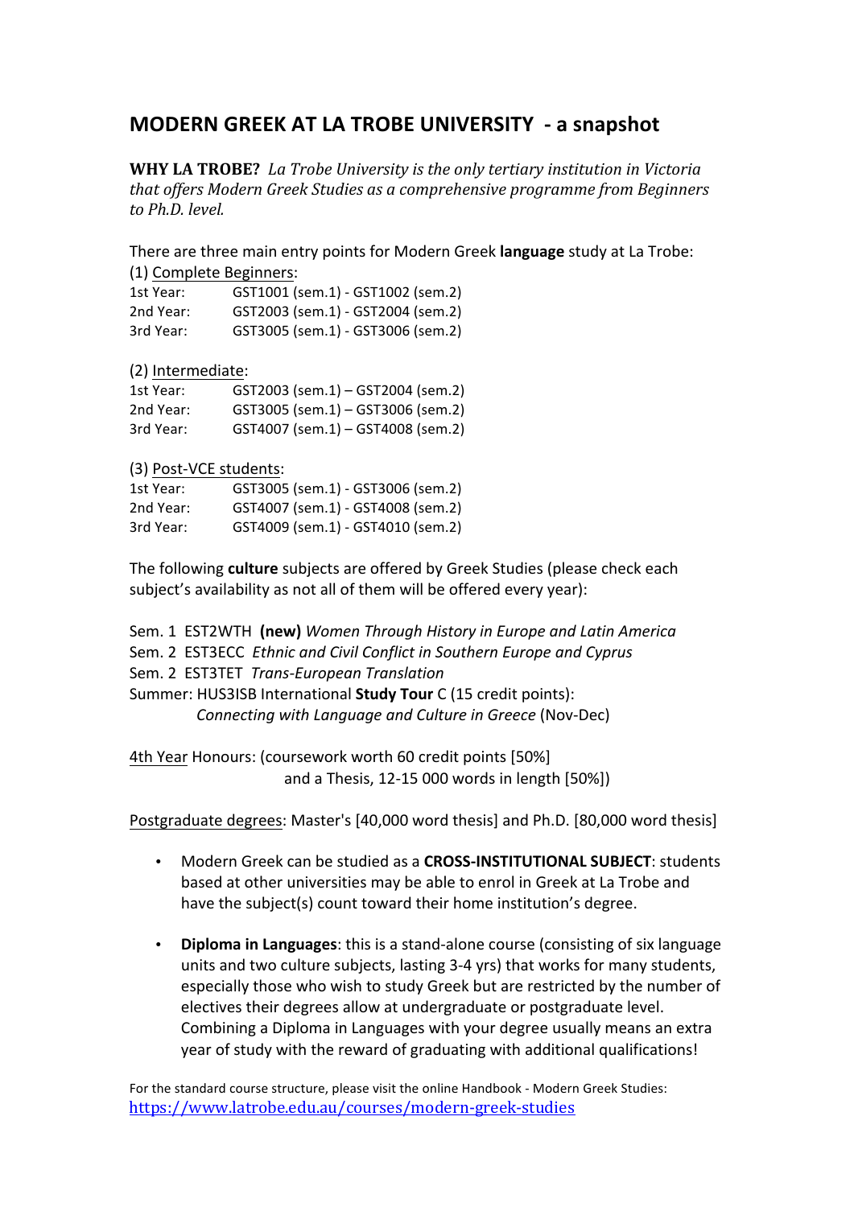# MODERN GREEK AT LA TROBE UNIVERSITY - a snapshot

**WHY LA TROBE?** *La Trobe University is the only tertiary institution in Victoria that offers Modern Greek Studies as a comprehensive programme from Beginners to Ph.D. level.*

There are three main entry points for Modern Greek **language** study at La Trobe:

(1) Complete Beginners:

| | |
|---|---|
| 1st Year: | GST1001 (sem.1) - GST1002 (sem.2) |
| 2nd Year: | GST2003 (sem.1) - GST2004 (sem.2) |
| 3rd Year: | GST3005 (sem.1) - GST3006 (sem.2) |

(2) Intermediate:

| | |
|---|---|
| 1st Year: | GST2003 (sem.1) – GST2004 (sem.2) |
| 2nd Year: | GST3005 (sem.1) – GST3006 (sem.2) |
| 3rd Year: | GST4007 (sem.1) – GST4008 (sem.2) |

(3) Post-VCE students:

| | |
|---|---|
| 1st Year: | GST3005 (sem.1) - GST3006 (sem.2) |
| 2nd Year: | GST4007 (sem.1) - GST4008 (sem.2) |
| 3rd Year: | GST4009 (sem.1) - GST4010 (sem.2) |

The following **culture** subjects are offered by Greek Studies (please check each subject's availability as not all of them will be offered every year):

Sem. 1 EST2WTH **(new)** *Women Through History in Europe and Latin America*
Sem. 2 EST3ECC *Ethnic and Civil Conflict in Southern Europe and Cyprus*
Sem. 2 EST3TET *Trans-European Translation*
Summer: HUS3ISB International **Study Tour** C (15 credit points):
*Connecting with Language and Culture in Greece* (Nov-Dec)

4th Year Honours: (coursework worth 60 credit points [50%] and a Thesis, 12-15 000 words in length [50%])

Postgraduate degrees: Master's [40,000 word thesis] and Ph.D. [80,000 word thesis]

- Modern Greek can be studied as a **CROSS-INSTITUTIONAL SUBJECT**: students based at other universities may be able to enrol in Greek at La Trobe and have the subject(s) count toward their home institution's degree.
- **Diploma in Languages**: this is a stand-alone course (consisting of six language units and two culture subjects, lasting 3-4 yrs) that works for many students, especially those who wish to study Greek but are restricted by the number of electives their degrees allow at undergraduate or postgraduate level. Combining a Diploma in Languages with your degree usually means an extra year of study with the reward of graduating with additional qualifications!

For the standard course structure, please visit the online Handbook - Modern Greek Studies: https://www.latrobe.edu.au/courses/modern-greek-studies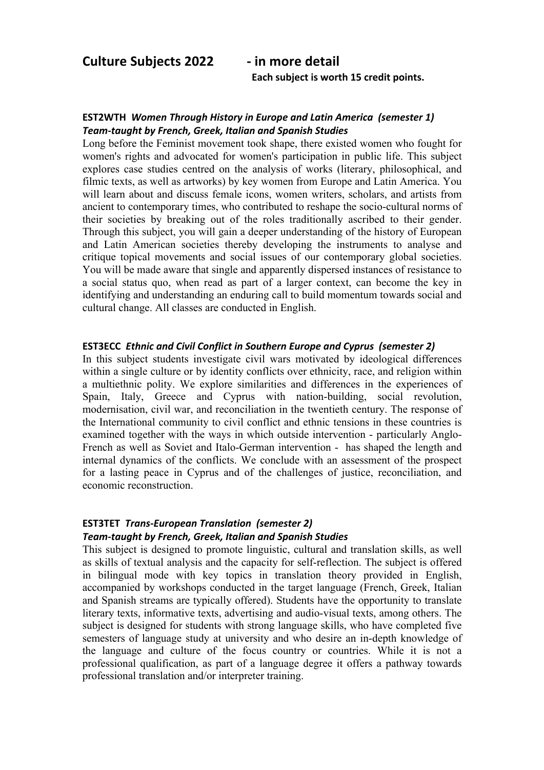# Culture Subjects 2022 - in more detail

**Each subject is worth 15 credit points.**

### EST2WTH *Women Through History in Europe and Latin America (semester 1)*
***Team-taught by French, Greek, Italian and Spanish Studies***

Long before the Feminist movement took shape, there existed women who fought for women's rights and advocated for women's participation in public life. This subject explores case studies centred on the analysis of works (literary, philosophical, and filmic texts, as well as artworks) by key women from Europe and Latin America. You will learn about and discuss female icons, women writers, scholars, and artists from ancient to contemporary times, who contributed to reshape the socio-cultural norms of their societies by breaking out of the roles traditionally ascribed to their gender. Through this subject, you will gain a deeper understanding of the history of European and Latin American societies thereby developing the instruments to analyse and critique topical movements and social issues of our contemporary global societies. You will be made aware that single and apparently dispersed instances of resistance to a social status quo, when read as part of a larger context, can become the key in identifying and understanding an enduring call to build momentum towards social and cultural change. All classes are conducted in English.

### EST3ECC *Ethnic and Civil Conflict in Southern Europe and Cyprus (semester 2)*

In this subject students investigate civil wars motivated by ideological differences within a single culture or by identity conflicts over ethnicity, race, and religion within a multiethnic polity. We explore similarities and differences in the experiences of Spain, Italy, Greece and Cyprus with nation-building, social revolution, modernisation, civil war, and reconciliation in the twentieth century. The response of the International community to civil conflict and ethnic tensions in these countries is examined together with the ways in which outside intervention - particularly Anglo-French as well as Soviet and Italo-German intervention - has shaped the length and internal dynamics of the conflicts. We conclude with an assessment of the prospect for a lasting peace in Cyprus and of the challenges of justice, reconciliation, and economic reconstruction.

### EST3TET *Trans-European Translation (semester 2)*
***Team-taught by French, Greek, Italian and Spanish Studies***

This subject is designed to promote linguistic, cultural and translation skills, as well as skills of textual analysis and the capacity for self-reflection. The subject is offered in bilingual mode with key topics in translation theory provided in English, accompanied by workshops conducted in the target language (French, Greek, Italian and Spanish streams are typically offered). Students have the opportunity to translate literary texts, informative texts, advertising and audio-visual texts, among others. The subject is designed for students with strong language skills, who have completed five semesters of language study at university and who desire an in-depth knowledge of the language and culture of the focus country or countries. While it is not a professional qualification, as part of a language degree it offers a pathway towards professional translation and/or interpreter training.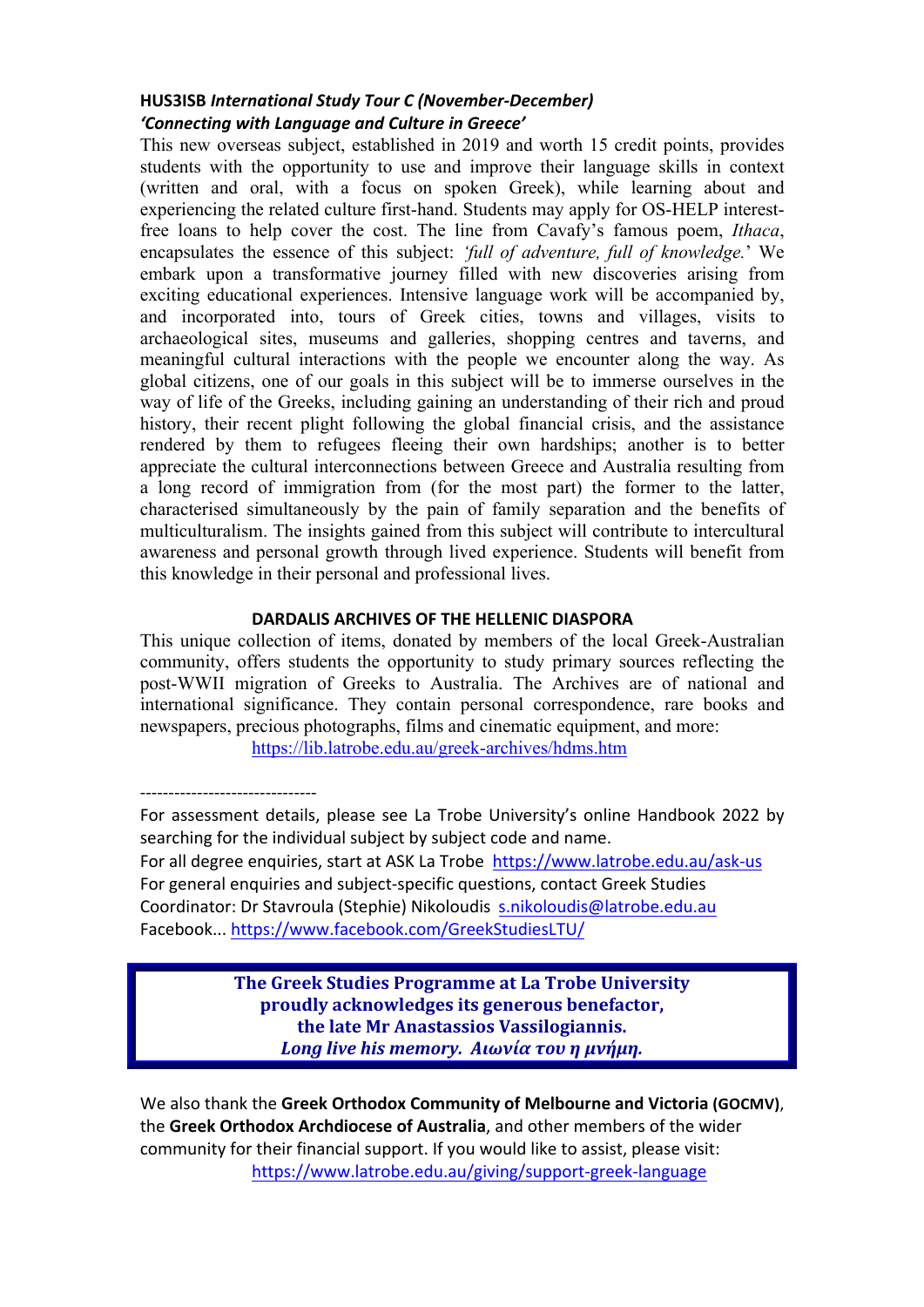**HUS3ISB *International Study Tour C (November-December)***
***'Connecting with Language and Culture in Greece'***

This new overseas subject, established in 2019 and worth 15 credit points, provides students with the opportunity to use and improve their language skills in context (written and oral, with a focus on spoken Greek), while learning about and experiencing the related culture first-hand. Students may apply for OS-HELP interest-free loans to help cover the cost. The line from Cavafy's famous poem, *Ithaca*, encapsulates the essence of this subject: *'full of adventure, full of knowledge.'* We embark upon a transformative journey filled with new discoveries arising from exciting educational experiences. Intensive language work will be accompanied by, and incorporated into, tours of Greek cities, towns and villages, visits to archaeological sites, museums and galleries, shopping centres and taverns, and meaningful cultural interactions with the people we encounter along the way. As global citizens, one of our goals in this subject will be to immerse ourselves in the way of life of the Greeks, including gaining an understanding of their rich and proud history, their recent plight following the global financial crisis, and the assistance rendered by them to refugees fleeing their own hardships; another is to better appreciate the cultural interconnections between Greece and Australia resulting from a long record of immigration from (for the most part) the former to the latter, characterised simultaneously by the pain of family separation and the benefits of multiculturalism. The insights gained from this subject will contribute to intercultural awareness and personal growth through lived experience. Students will benefit from this knowledge in their personal and professional lives.

**DARDALIS ARCHIVES OF THE HELLENIC DIASPORA**

This unique collection of items, donated by members of the local Greek-Australian community, offers students the opportunity to study primary sources reflecting the post-WWII migration of Greeks to Australia. The Archives are of national and international significance. They contain personal correspondence, rare books and newspapers, precious photographs, films and cinematic equipment, and more:
https://lib.latrobe.edu.au/greek-archives/hdms.htm

-------------------------------

For assessment details, please see La Trobe University's online Handbook 2022 by searching for the individual subject by subject code and name.
For all degree enquiries, start at ASK La Trobe https://www.latrobe.edu.au/ask-us
For general enquiries and subject-specific questions, contact Greek Studies Coordinator: Dr Stavroula (Stephie) Nikoloudis s.nikoloudis@latrobe.edu.au
Facebook... https://www.facebook.com/GreekStudiesLTU/

**The Greek Studies Programme at La Trobe University proudly acknowledges its generous benefactor, the late Mr Anastassios Vassilogiannis.**
***Long live his memory. Αιωνία του η μνήμη.***

We also thank the **Greek Orthodox Community of Melbourne and Victoria (GOCMV)**, the **Greek Orthodox Archdiocese of Australia**, and other members of the wider community for their financial support. If you would like to assist, please visit:
https://www.latrobe.edu.au/giving/support-greek-language